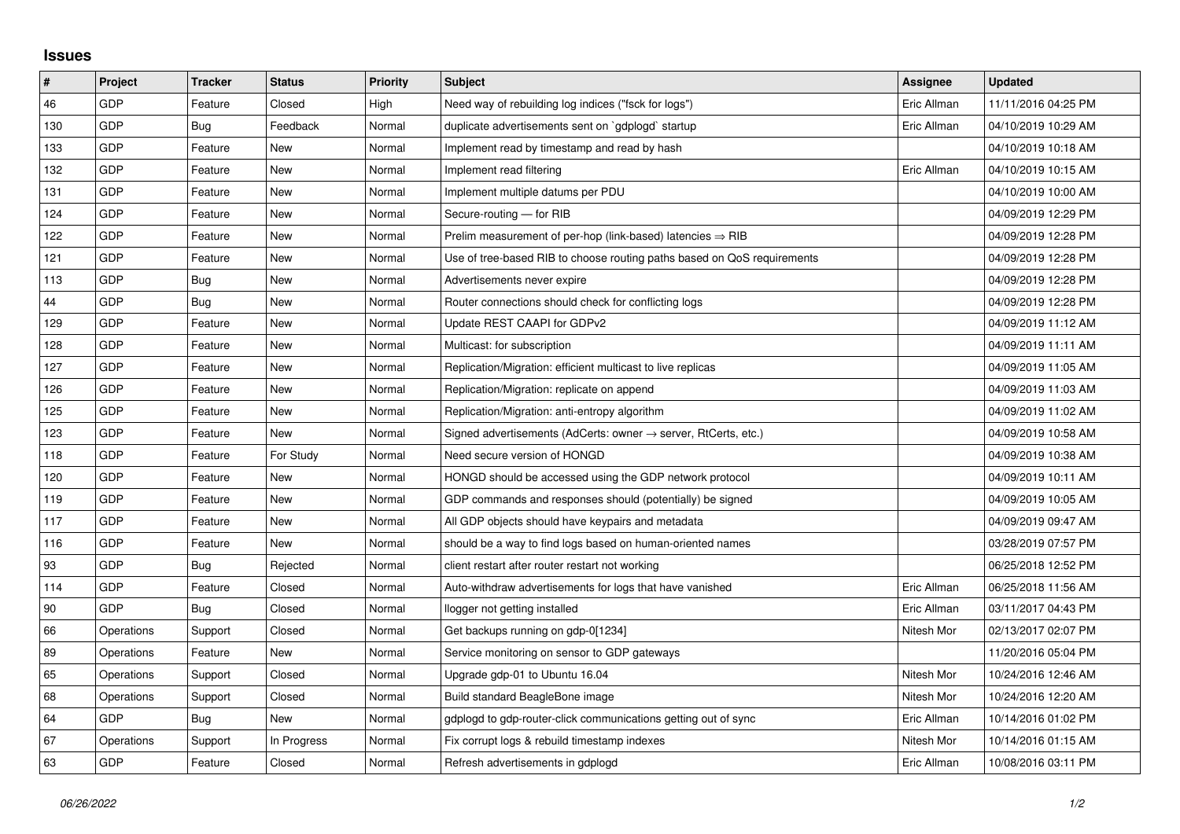## Issues

| # | Project | Tracker | Status | Priority | Subject | Assignee | Updated |
|---|---|---|---|---|---|---|---|
| 46 | GDP | Feature | Closed | High | Need way of rebuilding log indices ("fsck for logs") | Eric Allman | 11/11/2016 04:25 PM |
| 130 | GDP | Bug | Feedback | Normal | duplicate advertisements sent on `gdplogd` startup | Eric Allman | 04/10/2019 10:29 AM |
| 133 | GDP | Feature | New | Normal | Implement read by timestamp and read by hash | | 04/10/2019 10:18 AM |
| 132 | GDP | Feature | New | Normal | Implement read filtering | Eric Allman | 04/10/2019 10:15 AM |
| 131 | GDP | Feature | New | Normal | Implement multiple datums per PDU | | 04/10/2019 10:00 AM |
| 124 | GDP | Feature | New | Normal | Secure-routing — for RIB | | 04/09/2019 12:29 PM |
| 122 | GDP | Feature | New | Normal | Prelim measurement of per-hop (link-based) latencies ⇒ RIB | | 04/09/2019 12:28 PM |
| 121 | GDP | Feature | New | Normal | Use of tree-based RIB to choose routing paths based on QoS requirements | | 04/09/2019 12:28 PM |
| 113 | GDP | Bug | New | Normal | Advertisements never expire | | 04/09/2019 12:28 PM |
| 44 | GDP | Bug | New | Normal | Router connections should check for conflicting logs | | 04/09/2019 12:28 PM |
| 129 | GDP | Feature | New | Normal | Update REST CAAPI for GDPv2 | | 04/09/2019 11:12 AM |
| 128 | GDP | Feature | New | Normal | Multicast: for subscription | | 04/09/2019 11:11 AM |
| 127 | GDP | Feature | New | Normal | Replication/Migration: efficient multicast to live replicas | | 04/09/2019 11:05 AM |
| 126 | GDP | Feature | New | Normal | Replication/Migration: replicate on append | | 04/09/2019 11:03 AM |
| 125 | GDP | Feature | New | Normal | Replication/Migration: anti-entropy algorithm | | 04/09/2019 11:02 AM |
| 123 | GDP | Feature | New | Normal | Signed advertisements (AdCerts: owner → server, RtCerts, etc.) | | 04/09/2019 10:58 AM |
| 118 | GDP | Feature | For Study | Normal | Need secure version of HONGD | | 04/09/2019 10:38 AM |
| 120 | GDP | Feature | New | Normal | HONGD should be accessed using the GDP network protocol | | 04/09/2019 10:11 AM |
| 119 | GDP | Feature | New | Normal | GDP commands and responses should (potentially) be signed | | 04/09/2019 10:05 AM |
| 117 | GDP | Feature | New | Normal | All GDP objects should have keypairs and metadata | | 04/09/2019 09:47 AM |
| 116 | GDP | Feature | New | Normal | should be a way to find logs based on human-oriented names | | 03/28/2019 07:57 PM |
| 93 | GDP | Bug | Rejected | Normal | client restart after router restart not working | | 06/25/2018 12:52 PM |
| 114 | GDP | Feature | Closed | Normal | Auto-withdraw advertisements for logs that have vanished | Eric Allman | 06/25/2018 11:56 AM |
| 90 | GDP | Bug | Closed | Normal | llogger not getting installed | Eric Allman | 03/11/2017 04:43 PM |
| 66 | Operations | Support | Closed | Normal | Get backups running on gdp-0[1234] | Nitesh Mor | 02/13/2017 02:07 PM |
| 89 | Operations | Feature | New | Normal | Service monitoring on sensor to GDP gateways | | 11/20/2016 05:04 PM |
| 65 | Operations | Support | Closed | Normal | Upgrade gdp-01 to Ubuntu 16.04 | Nitesh Mor | 10/24/2016 12:46 AM |
| 68 | Operations | Support | Closed | Normal | Build standard BeagleBone image | Nitesh Mor | 10/24/2016 12:20 AM |
| 64 | GDP | Bug | New | Normal | gdplogd to gdp-router-click communications getting out of sync | Eric Allman | 10/14/2016 01:02 PM |
| 67 | Operations | Support | In Progress | Normal | Fix corrupt logs & rebuild timestamp indexes | Nitesh Mor | 10/14/2016 01:15 AM |
| 63 | GDP | Feature | Closed | Normal | Refresh advertisements in gdplogd | Eric Allman | 10/08/2016 03:11 PM |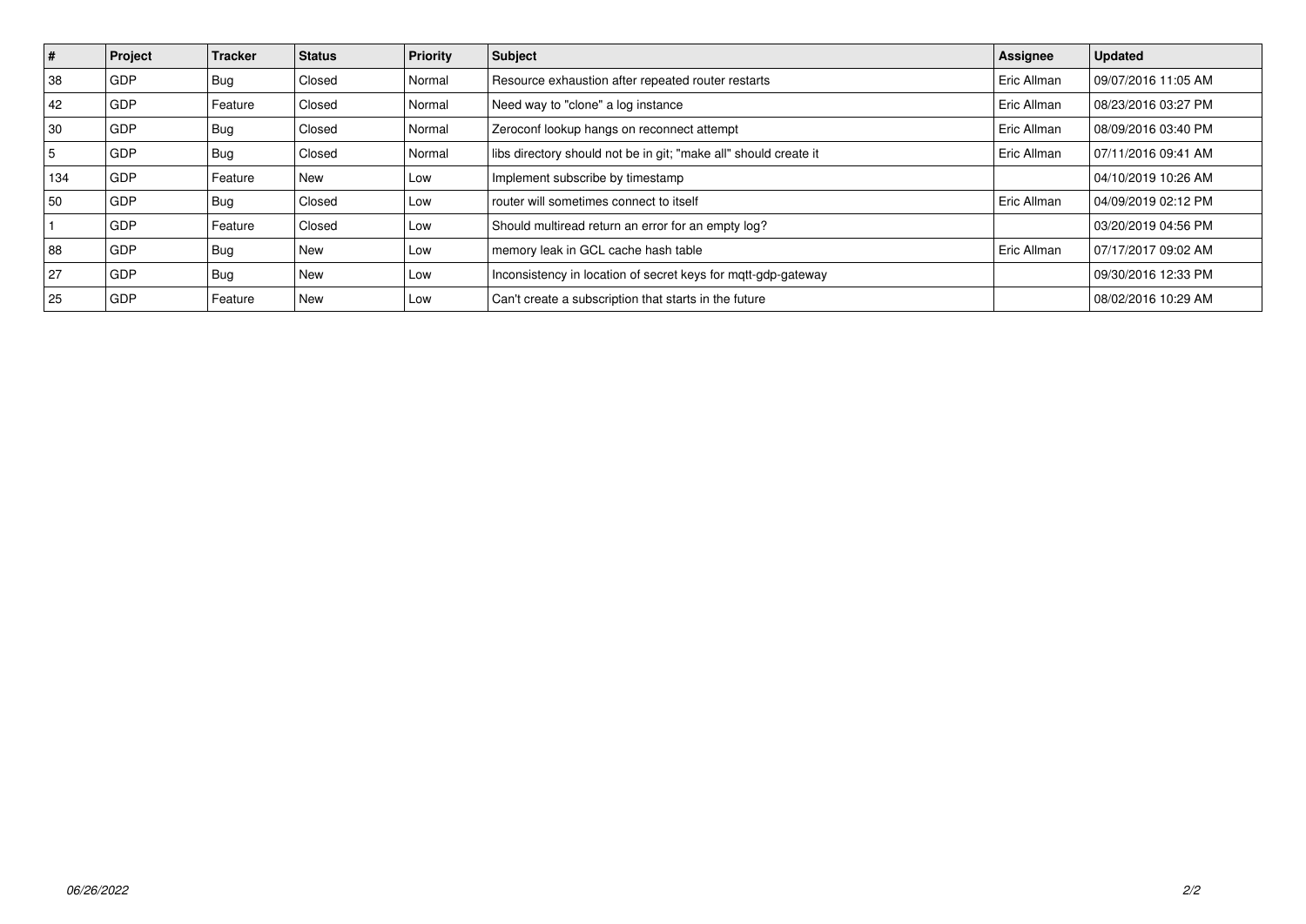| # | Project | Tracker | Status | Priority | Subject | Assignee | Updated |
|---|---|---|---|---|---|---|---|
| 38 | GDP | Bug | Closed | Normal | Resource exhaustion after repeated router restarts | Eric Allman | 09/07/2016 11:05 AM |
| 42 | GDP | Feature | Closed | Normal | Need way to "clone" a log instance | Eric Allman | 08/23/2016 03:27 PM |
| 30 | GDP | Bug | Closed | Normal | Zeroconf lookup hangs on reconnect attempt | Eric Allman | 08/09/2016 03:40 PM |
| 5 | GDP | Bug | Closed | Normal | libs directory should not be in git; "make all" should create it | Eric Allman | 07/11/2016 09:41 AM |
| 134 | GDP | Feature | New | Low | Implement subscribe by timestamp | | 04/10/2019 10:26 AM |
| 50 | GDP | Bug | Closed | Low | router will sometimes connect to itself | Eric Allman | 04/09/2019 02:12 PM |
| 1 | GDP | Feature | Closed | Low | Should multiread return an error for an empty log? | | 03/20/2019 04:56 PM |
| 88 | GDP | Bug | New | Low | memory leak in GCL cache hash table | Eric Allman | 07/17/2017 09:02 AM |
| 27 | GDP | Bug | New | Low | Inconsistency in location of secret keys for mqtt-gdp-gateway | | 09/30/2016 12:33 PM |
| 25 | GDP | Feature | New | Low | Can't create a subscription that starts in the future | | 08/02/2016 10:29 AM |

*06/26/2022*